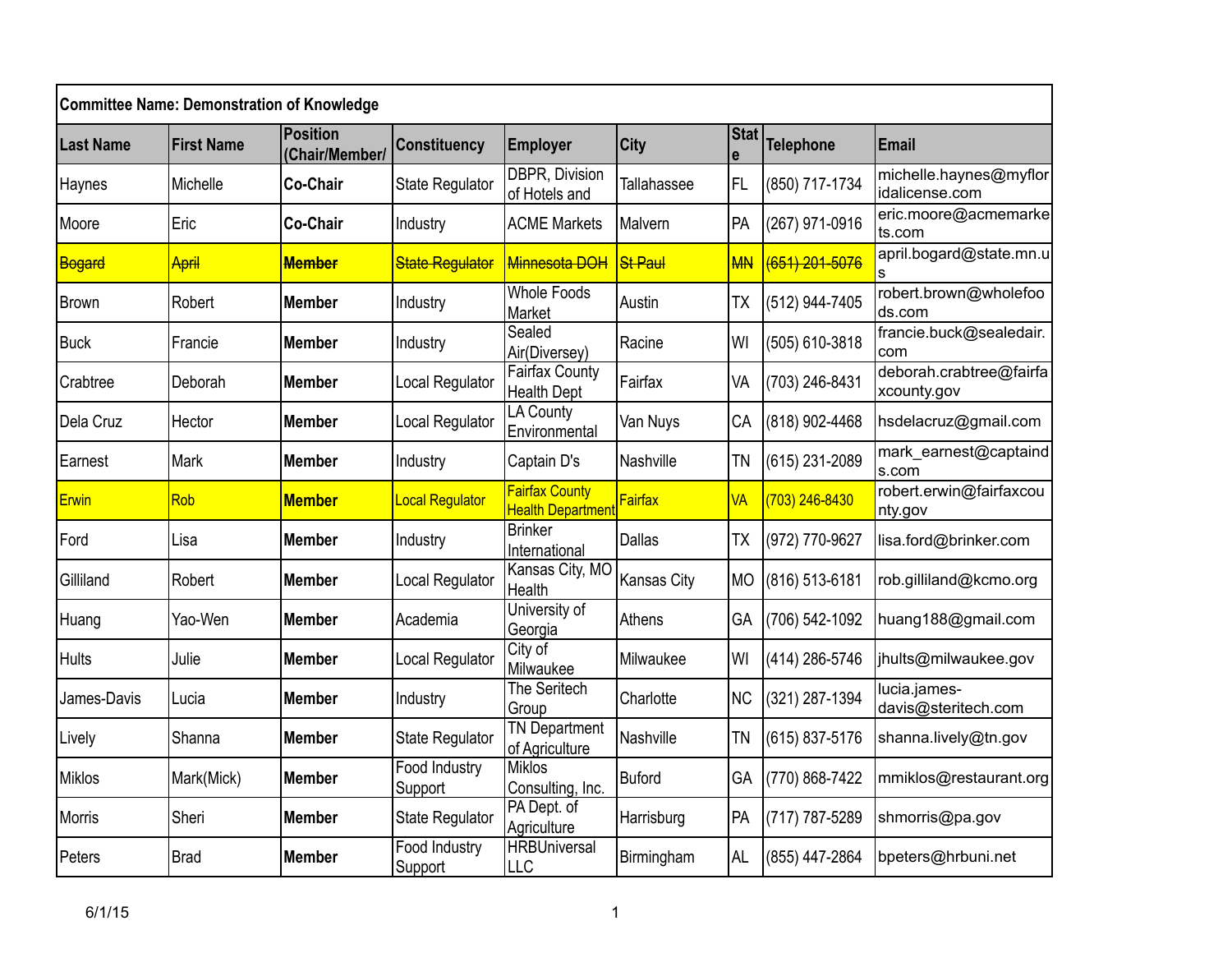| Committee Name: Demonstration of Knowledge | | | | | | | | |
|---|---|---|---|---|---|---|---|---|
| **Last Name** | **First Name** | **Position (Chair/Member/** | **Constituency** | **Employer** | **City** | **State** | **Telephone** | **Email** |
| Haynes | Michelle | **Co-Chair** | State Regulator | DBPR, Division of Hotels and | Tallahassee | FL | (850) 717-1734 | michelle.haynes@myfloridalicense.com |
| Moore | Eric | **Co-Chair** | Industry | ACME Markets | Malvern | PA | (267) 971-0916 | eric.moore@acmemarkets.com |
| ~~Bogard~~ | ~~April~~ | ~~**Member**~~ | ~~State Regulator~~ | ~~Minnesota DOH~~ | ~~St Paul~~ | ~~MN~~ | ~~(651) 201-5076~~ | april.bogard@state.mn.us |
| Brown | Robert | **Member** | Industry | Whole Foods Market | Austin | TX | (512) 944-7405 | robert.brown@wholefoods.com |
| Buck | Francie | **Member** | Industry | Sealed Air(Diversey) | Racine | WI | (505) 610-3818 | francie.buck@sealedair.com |
| Crabtree | Deborah | **Member** | Local Regulator | Fairfax County Health Dept | Fairfax | VA | (703) 246-8431 | deborah.crabtree@fairfaxcounty.gov |
| Dela Cruz | Hector | **Member** | Local Regulator | LA County Environmental | Van Nuys | CA | (818) 902-4468 | hsdelacruz@gmail.com |
| Earnest | Mark | **Member** | Industry | Captain D's | Nashville | TN | (615) 231-2089 | mark_earnest@captainds.com |
| Erwin | Rob | **Member** | Local Regulator | Fairfax County Health Department | Fairfax | VA | (703) 246-8430 | robert.erwin@fairfaxcounty.gov |
| Ford | Lisa | **Member** | Industry | Brinker International | Dallas | TX | (972) 770-9627 | lisa.ford@brinker.com |
| Gilliland | Robert | **Member** | Local Regulator | Kansas City, MO Health | Kansas City | MO | (816) 513-6181 | rob.gilliland@kcmo.org |
| Huang | Yao-Wen | **Member** | Academia | University of Georgia | Athens | GA | (706) 542-1092 | huang188@gmail.com |
| Hults | Julie | **Member** | Local Regulator | City of Milwaukee | Milwaukee | WI | (414) 286-5746 | jhults@milwaukee.gov |
| James-Davis | Lucia | **Member** | Industry | The Seritech Group | Charlotte | NC | (321) 287-1394 | lucia.james-davis@steritech.com |
| Lively | Shanna | **Member** | State Regulator | TN Department of Agriculture | Nashville | TN | (615) 837-5176 | shanna.lively@tn.gov |
| Miklos | Mark(Mick) | **Member** | Food Industry Support | Miklos Consulting, Inc. | Buford | GA | (770) 868-7422 | mmiklos@restaurant.org |
| Morris | Sheri | **Member** | State Regulator | PA Dept. of Agriculture | Harrisburg | PA | (717) 787-5289 | shmorris@pa.gov |
| Peters | Brad | **Member** | Food Industry Support | HRBUniversal LLC | Birmingham | AL | (855) 447-2864 | bpeters@hrbuni.net |

6/1/15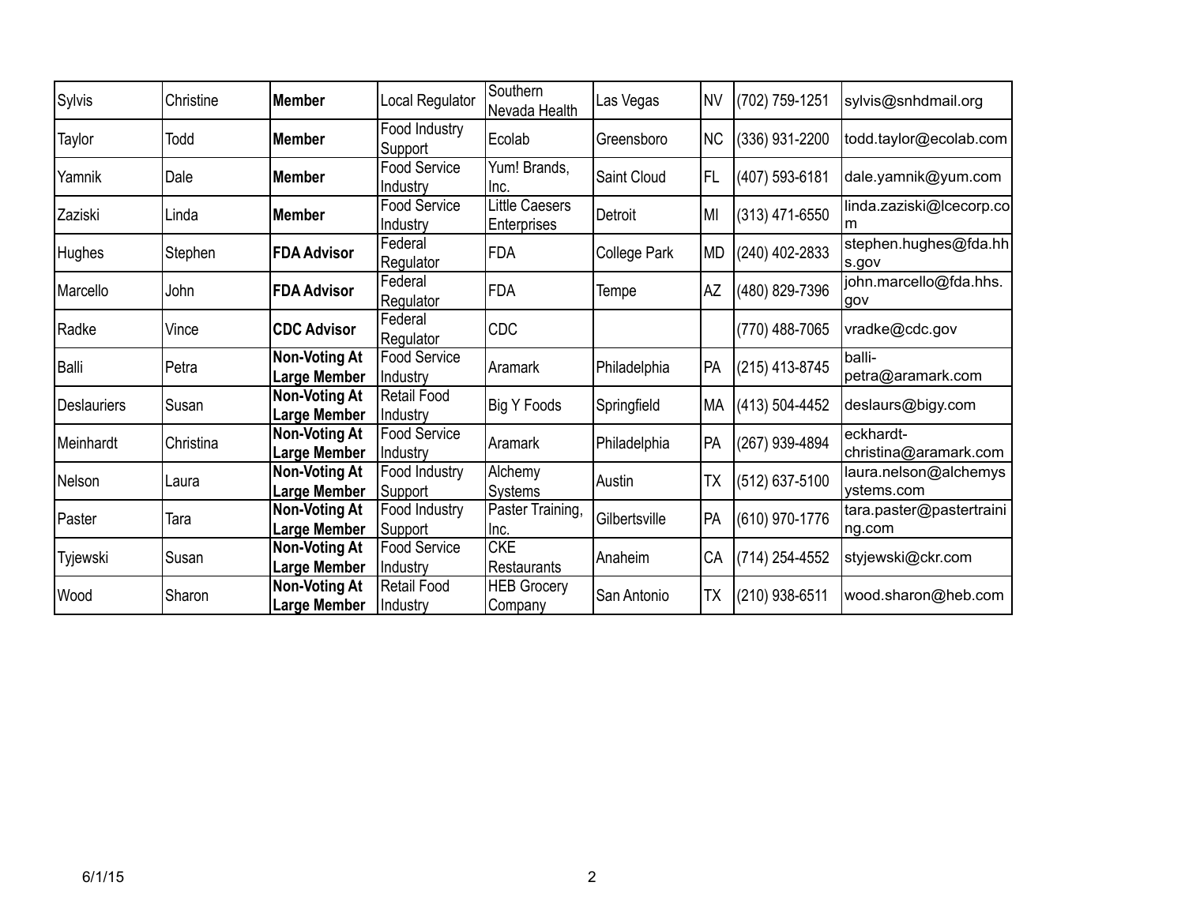| | | | | | | | | |
|---|---|---|---|---|---|---|---|---|
| Sylvis | Christine | **Member** | Local Regulator | Southern Nevada Health | Las Vegas | NV | (702) 759-1251 | sylvis@snhdmail.org |
| Taylor | Todd | **Member** | Food Industry Support | Ecolab | Greensboro | NC | (336) 931-2200 | todd.taylor@ecolab.com |
| Yamnik | Dale | **Member** | Food Service Industry | Yum! Brands, Inc. | Saint Cloud | FL | (407) 593-6181 | dale.yamnik@yum.com |
| Zaziski | Linda | **Member** | Food Service Industry | Little Caesers Enterprises | Detroit | MI | (313) 471-6550 | linda.zaziski@lcecorp.com |
| Hughes | Stephen | **FDA Advisor** | Federal Regulator | FDA | College Park | MD | (240) 402-2833 | stephen.hughes@fda.hhs.gov |
| Marcello | John | **FDA Advisor** | Federal Regulator | FDA | Tempe | AZ | (480) 829-7396 | john.marcello@fda.hhs.gov |
| Radke | Vince | **CDC Advisor** | Federal Regulator | CDC | | | (770) 488-7065 | vradke@cdc.gov |
| Balli | Petra | **Non-Voting At Large Member** | Food Service Industry | Aramark | Philadelphia | PA | (215) 413-8745 | balli-petra@aramark.com |
| Deslauriers | Susan | **Non-Voting At Large Member** | Retail Food Industry | Big Y Foods | Springfield | MA | (413) 504-4452 | deslaurs@bigy.com |
| Meinhardt | Christina | **Non-Voting At Large Member** | Food Service Industry | Aramark | Philadelphia | PA | (267) 939-4894 | eckhardt-christina@aramark.com |
| Nelson | Laura | **Non-Voting At Large Member** | Food Industry Support | Alchemy Systems | Austin | TX | (512) 637-5100 | laura.nelson@alchemysystems.com |
| Paster | Tara | **Non-Voting At Large Member** | Food Industry Support | Paster Training, Inc. | Gilbertsville | PA | (610) 970-1776 | tara.paster@pastertraining.com |
| Tyjewski | Susan | **Non-Voting At Large Member** | Food Service Industry | CKE Restaurants | Anaheim | CA | (714) 254-4552 | styjewski@ckr.com |
| Wood | Sharon | **Non-Voting At Large Member** | Retail Food Industry | HEB Grocery Company | San Antonio | TX | (210) 938-6511 | wood.sharon@heb.com |

6/1/15